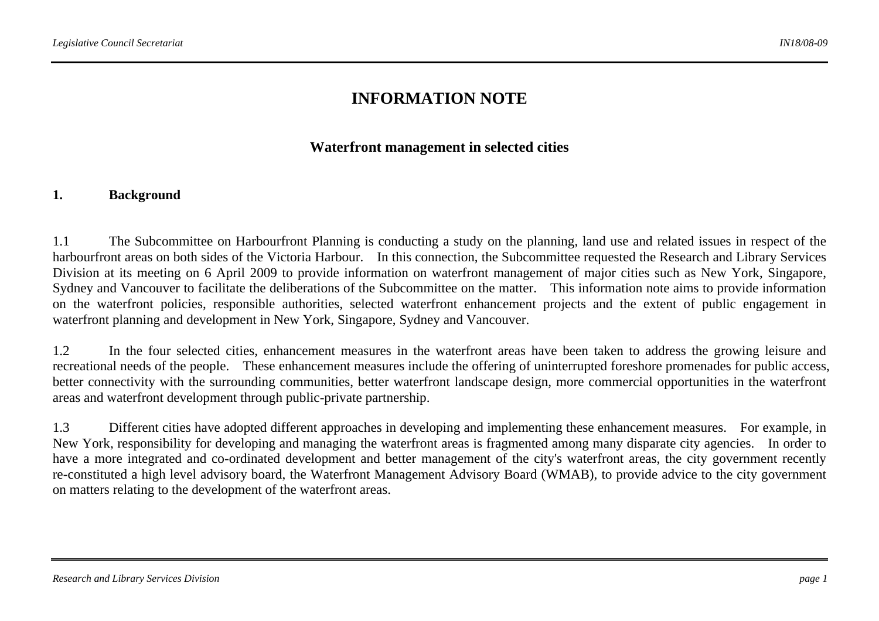# INFORMATION NOTE

## Waterfront management in selected cities

### 1. Background

1.1 The Subcommittee on Harbourfront Planning is conducting a study on the planning, land use and related issues in respect of the harbourfront areas on both sides of the Victoria Harbour. In this connection, the Subcommittee requested the Research and Library Services Division at its meeting on 6 April 2009 to provide information on waterfront management of major cities such as New York, Singapore, Sydney and Vancouver to facilitate the deliberations of the Subcommittee on the matter. This information note aims to provide information on the waterfront policies, responsible authorities, selected waterfront enhancement projects and the extent of public engagement in waterfront planning and development in New York, Singapore, Sydney and Vancouver.

1.2 In the four selected cities, enhancement measures in the waterfront areas have been taken to address the growing leisure and recreational needs of the people. These enhancement measures include the offering of uninterrupted foreshore promenades for public access, better connectivity with the surrounding communities, better waterfront landscape design, more commercial opportunities in the waterfront areas and waterfront development through public-private partnership.

1.3 Different cities have adopted different approaches in developing and implementing these enhancement measures. For example, in New York, responsibility for developing and managing the waterfront areas is fragmented among many disparate city agencies. In order to have a more integrated and co-ordinated development and better management of the city's waterfront areas, the city government recently re-constituted a high level advisory board, the Waterfront Management Advisory Board (WMAB), to provide advice to the city government on matters relating to the development of the waterfront areas.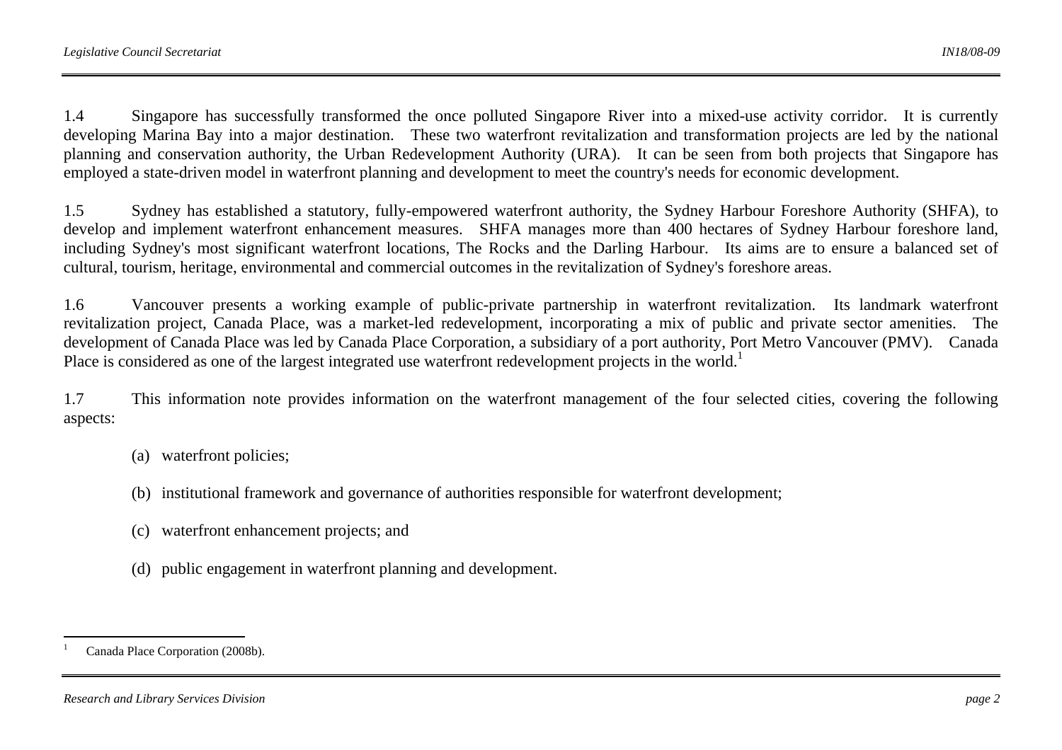1.4 Singapore has successfully transformed the once polluted Singapore River into a mixed-use activity corridor. It is currently developing Marina Bay into a major destination. These two waterfront revitalization and transformation projects are led by the national planning and conservation authority, the Urban Redevelopment Authority (URA). It can be seen from both projects that Singapore has employed a state-driven model in waterfront planning and development to meet the country's needs for economic development.

1.5 Sydney has established a statutory, fully-empowered waterfront authority, the Sydney Harbour Foreshore Authority (SHFA), to develop and implement waterfront enhancement measures. SHFA manages more than 400 hectares of Sydney Harbour foreshore land, including Sydney's most significant waterfront locations, The Rocks and the Darling Harbour. Its aims are to ensure a balanced set of cultural, tourism, heritage, environmental and commercial outcomes in the revitalization of Sydney's foreshore areas.

1.6 Vancouver presents a working example of public-private partnership in waterfront revitalization. Its landmark waterfront revitalization project, Canada Place, was a market-led redevelopment, incorporating a mix of public and private sector amenities. The development of Canada Place was led by Canada Place Corporation, a subsidiary of a port authority, Port Metro Vancouver (PMV). Canada Place is considered as one of the largest integrated use waterfront redevelopment projects in the world.[1]

1.7 This information note provides information on the waterfront management of the four selected cities, covering the following aspects:

(a) waterfront policies;

(b) institutional framework and governance of authorities responsible for waterfront development;

(c) waterfront enhancement projects; and

(d) public engagement in waterfront planning and development.

---

[1] Canada Place Corporation (2008b).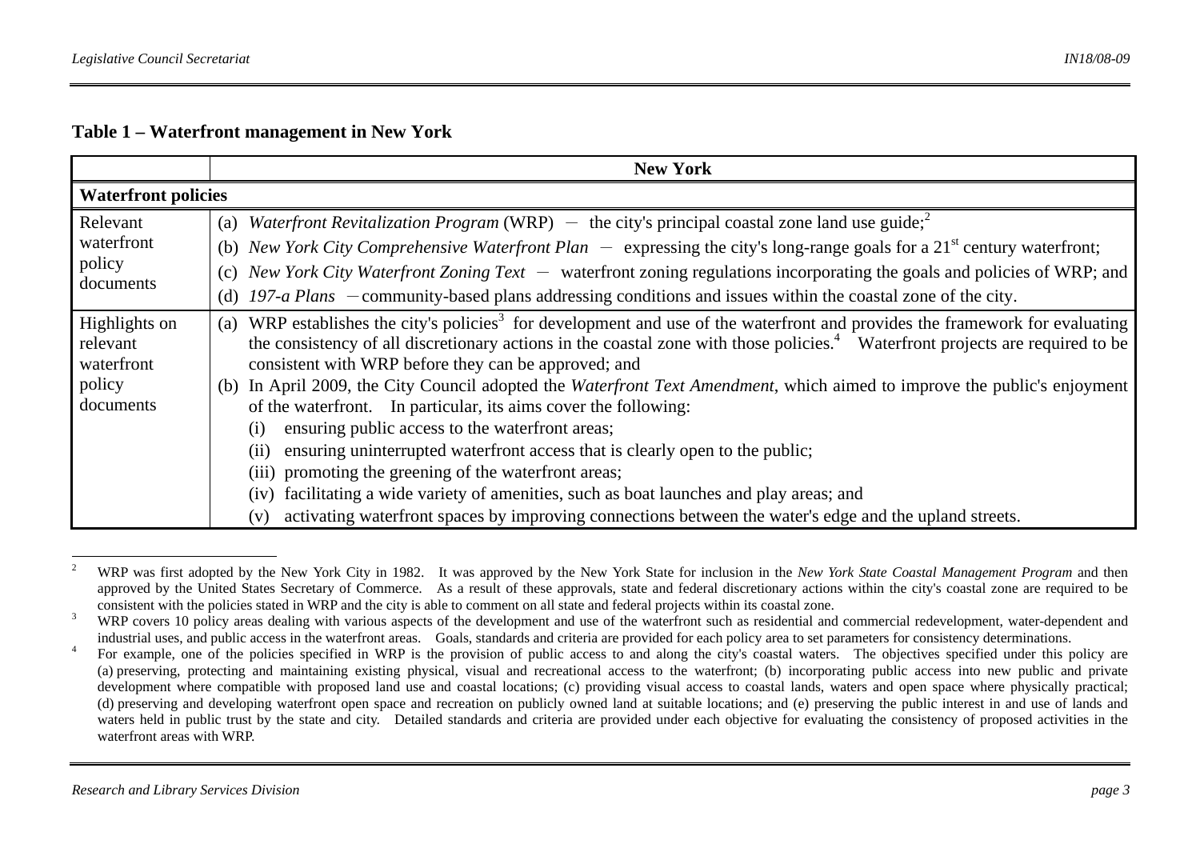**Table 1 – Waterfront management in New York**

| | New York |
|---|---|
| **Waterfront policies** | |
| Relevant waterfront policy documents | (a) *Waterfront Revitalization Program* (WRP) − the city's principal coastal zone land use guide;[2]<br>(b) *New York City Comprehensive Waterfront Plan* − expressing the city's long-range goals for a 21st century waterfront;<br>(c) *New York City Waterfront Zoning Text* − waterfront zoning regulations incorporating the goals and policies of WRP; and<br>(d) *197-a Plans* − community-based plans addressing conditions and issues within the coastal zone of the city. |
| Highlights on relevant waterfront policy documents | (a) WRP establishes the city's policies[3] for development and use of the waterfront and provides the framework for evaluating the consistency of all discretionary actions in the coastal zone with those policies.[4] Waterfront projects are required to be consistent with WRP before they can be approved; and<br>(b) In April 2009, the City Council adopted the *Waterfront Text Amendment*, which aimed to improve the public's enjoyment of the waterfront. In particular, its aims cover the following:<br>(i) ensuring public access to the waterfront areas;<br>(ii) ensuring uninterrupted waterfront access that is clearly open to the public;<br>(iii) promoting the greening of the waterfront areas;<br>(iv) facilitating a wide variety of amenities, such as boat launches and play areas; and<br>(v) activating waterfront spaces by improving connections between the water's edge and the upland streets. |

[2] WRP was first adopted by the New York City in 1982. It was approved by the New York State for inclusion in the *New York State Coastal Management Program* and then approved by the United States Secretary of Commerce. As a result of these approvals, state and federal discretionary actions within the city's coastal zone are required to be consistent with the policies stated in WRP and the city is able to comment on all state and federal projects within its coastal zone.

[3] WRP covers 10 policy areas dealing with various aspects of the development and use of the waterfront such as residential and commercial redevelopment, water-dependent and industrial uses, and public access in the waterfront areas. Goals, standards and criteria are provided for each policy area to set parameters for consistency determinations.

[4] For example, one of the policies specified in WRP is the provision of public access to and along the city's coastal waters. The objectives specified under this policy are (a) preserving, protecting and maintaining existing physical, visual and recreational access to the waterfront; (b) incorporating public access into new public and private development where compatible with proposed land use and coastal locations; (c) providing visual access to coastal lands, waters and open space where physically practical; (d) preserving and developing waterfront open space and recreation on publicly owned land at suitable locations; and (e) preserving the public interest in and use of lands and waters held in public trust by the state and city. Detailed standards and criteria are provided under each objective for evaluating the consistency of proposed activities in the waterfront areas with WRP.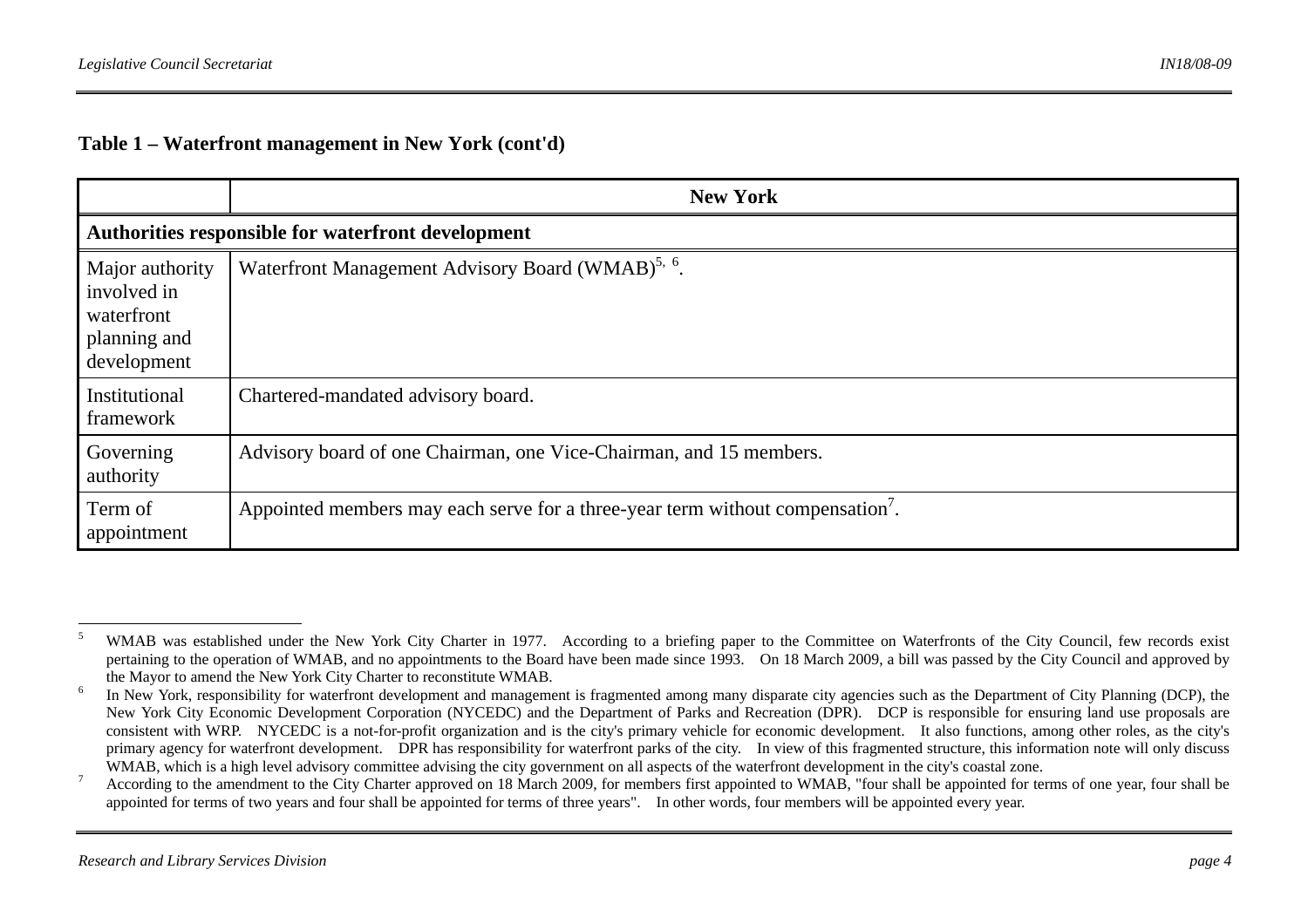**Table 1 – Waterfront management in New York (cont'd)**

| | New York |
|---|---|
| **Authorities responsible for waterfront development** | |
| Major authority involved in waterfront planning and development | Waterfront Management Advisory Board (WMAB)[5, 6]. |
| Institutional framework | Chartered-mandated advisory board. |
| Governing authority | Advisory board of one Chairman, one Vice-Chairman, and 15 members. |
| Term of appointment | Appointed members may each serve for a three-year term without compensation[7]. |

---

[5] WMAB was established under the New York City Charter in 1977. According to a briefing paper to the Committee on Waterfronts of the City Council, few records exist pertaining to the operation of WMAB, and no appointments to the Board have been made since 1993. On 18 March 2009, a bill was passed by the City Council and approved by the Mayor to amend the New York City Charter to reconstitute WMAB.

[6] In New York, responsibility for waterfront development and management is fragmented among many disparate city agencies such as the Department of City Planning (DCP), the New York City Economic Development Corporation (NYCEDC) and the Department of Parks and Recreation (DPR). DCP is responsible for ensuring land use proposals are consistent with WRP. NYCEDC is a not-for-profit organization and is the city's primary vehicle for economic development. It also functions, among other roles, as the city's primary agency for waterfront development. DPR has responsibility for waterfront parks of the city. In view of this fragmented structure, this information note will only discuss WMAB, which is a high level advisory committee advising the city government on all aspects of the waterfront development in the city's coastal zone.

[7] According to the amendment to the City Charter approved on 18 March 2009, for members first appointed to WMAB, "four shall be appointed for terms of one year, four shall be appointed for terms of two years and four shall be appointed for terms of three years". In other words, four members will be appointed every year.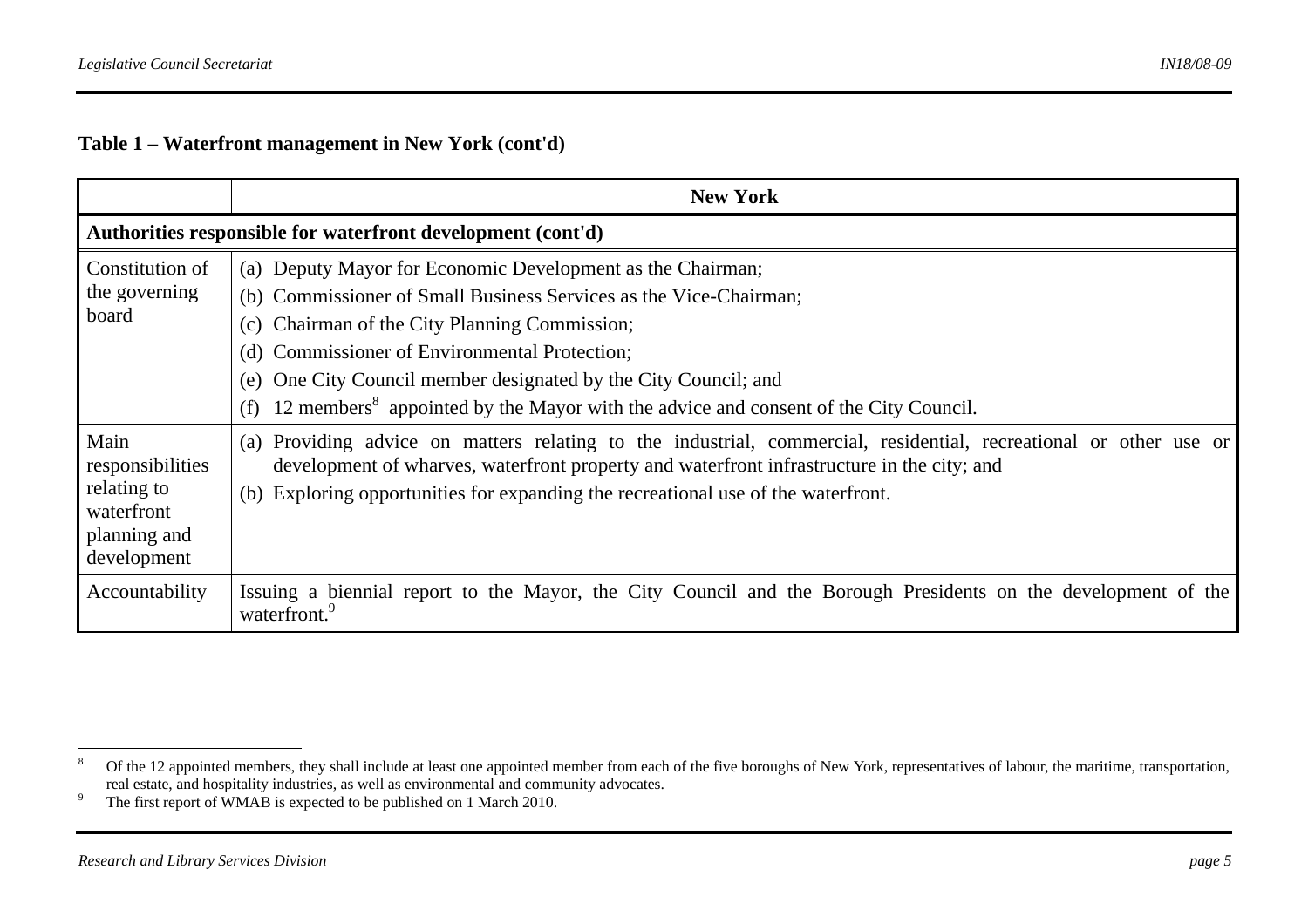**Table 1 – Waterfront management in New York (cont'd)**

| | New York |
|---|---|
| **Authorities responsible for waterfront development (cont'd)** | |
| Constitution of the governing board | (a) Deputy Mayor for Economic Development as the Chairman;<br>(b) Commissioner of Small Business Services as the Vice-Chairman;<br>(c) Chairman of the City Planning Commission;<br>(d) Commissioner of Environmental Protection;<br>(e) One City Council member designated by the City Council; and<br>(f) 12 members[8] appointed by the Mayor with the advice and consent of the City Council. |
| Main responsibilities relating to waterfront planning and development | (a) Providing advice on matters relating to the industrial, commercial, residential, recreational or other use or development of wharves, waterfront property and waterfront infrastructure in the city; and<br>(b) Exploring opportunities for expanding the recreational use of the waterfront. |
| Accountability | Issuing a biennial report to the Mayor, the City Council and the Borough Presidents on the development of the waterfront.[9] |

[8] Of the 12 appointed members, they shall include at least one appointed member from each of the five boroughs of New York, representatives of labour, the maritime, transportation, real estate, and hospitality industries, as well as environmental and community advocates.

[9] The first report of WMAB is expected to be published on 1 March 2010.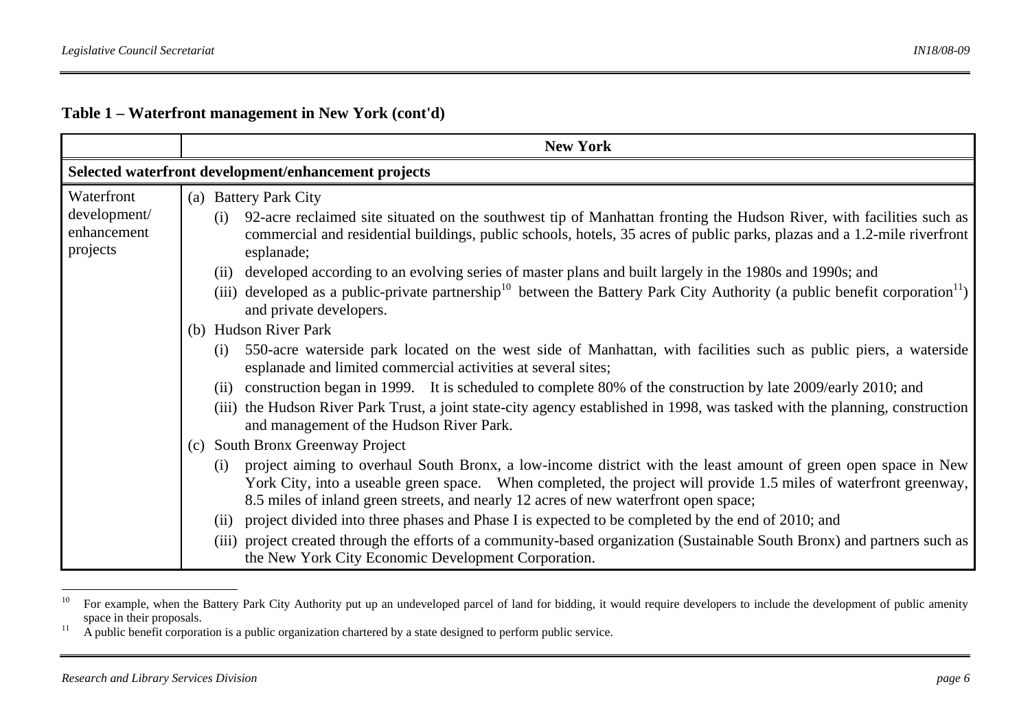**Table 1 – Waterfront management in New York (cont'd)**

| | New York |
|---|---|
| **Selected waterfront development/enhancement projects** | |
| Waterfront development/ enhancement projects | (a) Battery Park City<br>(i) 92-acre reclaimed site situated on the southwest tip of Manhattan fronting the Hudson River, with facilities such as commercial and residential buildings, public schools, hotels, 35 acres of public parks, plazas and a 1.2-mile riverfront esplanade;<br>(ii) developed according to an evolving series of master plans and built largely in the 1980s and 1990s; and<br>(iii) developed as a public-private partnership[10] between the Battery Park City Authority (a public benefit corporation[11]) and private developers.<br>(b) Hudson River Park<br>(i) 550-acre waterside park located on the west side of Manhattan, with facilities such as public piers, a waterside esplanade and limited commercial activities at several sites;<br>(ii) construction began in 1999. It is scheduled to complete 80% of the construction by late 2009/early 2010; and<br>(iii) the Hudson River Park Trust, a joint state-city agency established in 1998, was tasked with the planning, construction and management of the Hudson River Park.<br>(c) South Bronx Greenway Project<br>(i) project aiming to overhaul South Bronx, a low-income district with the least amount of green open space in New York City, into a useable green space. When completed, the project will provide 1.5 miles of waterfront greenway, 8.5 miles of inland green streets, and nearly 12 acres of new waterfront open space;<br>(ii) project divided into three phases and Phase I is expected to be completed by the end of 2010; and<br>(iii) project created through the efforts of a community-based organization (Sustainable South Bronx) and partners such as the New York City Economic Development Corporation. |

[10] For example, when the Battery Park City Authority put up an undeveloped parcel of land for bidding, it would require developers to include the development of public amenity space in their proposals.

[11] A public benefit corporation is a public organization chartered by a state designed to perform public service.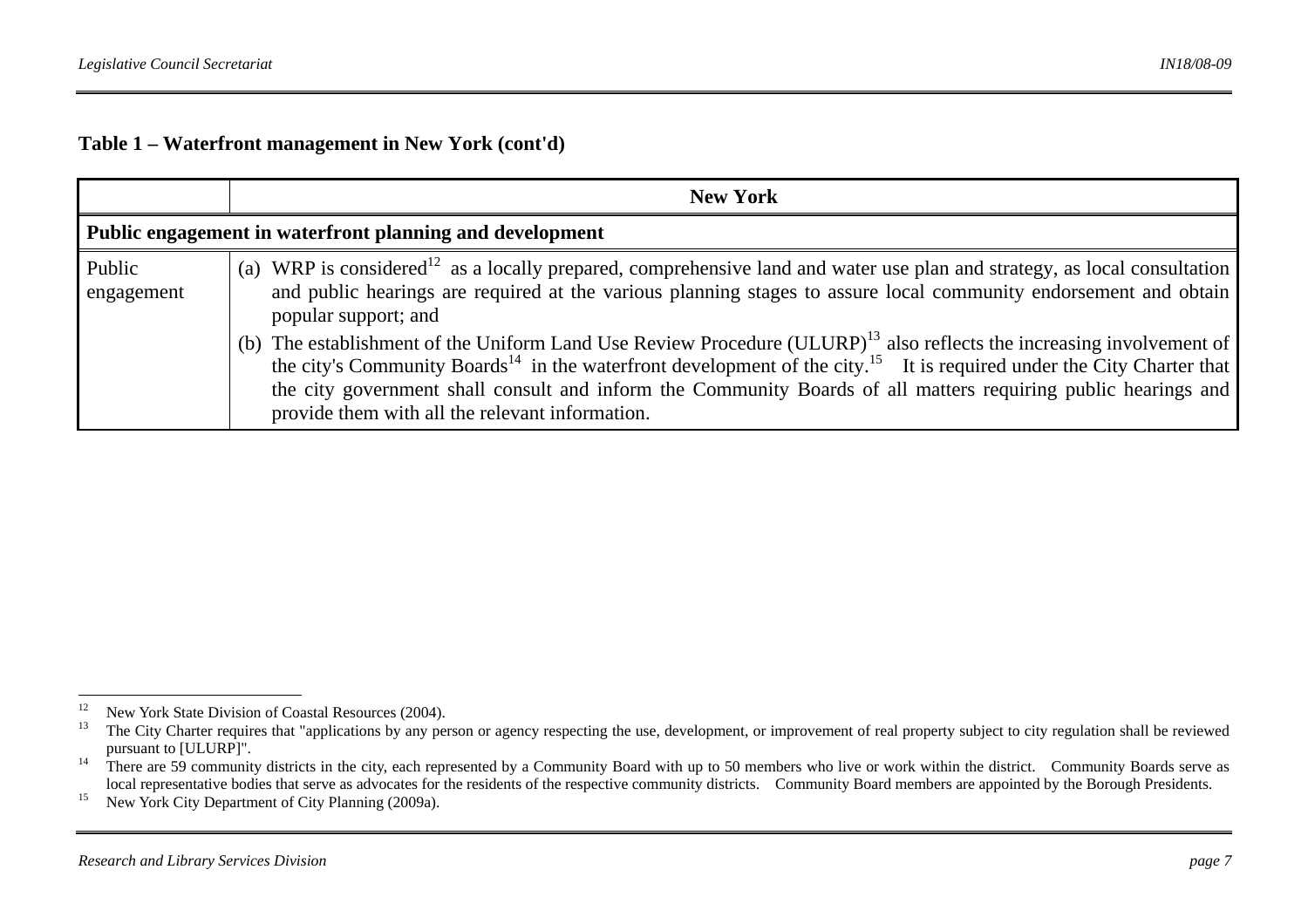**Table 1 – Waterfront management in New York (cont'd)**

| | New York |
|---|---|
| **Public engagement in waterfront planning and development** | |
| Public engagement | (a) WRP is considered[12] as a locally prepared, comprehensive land and water use plan and strategy, as local consultation and public hearings are required at the various planning stages to assure local community endorsement and obtain popular support; and<br>(b) The establishment of the Uniform Land Use Review Procedure (ULURP)[13] also reflects the increasing involvement of the city's Community Boards[14] in the waterfront development of the city.[15] It is required under the City Charter that the city government shall consult and inform the Community Boards of all matters requiring public hearings and provide them with all the relevant information. |

---

[12] New York State Division of Coastal Resources (2004).

[13] The City Charter requires that "applications by any person or agency respecting the use, development, or improvement of real property subject to city regulation shall be reviewed pursuant to [ULURP]".

[14] There are 59 community districts in the city, each represented by a Community Board with up to 50 members who live or work within the district. Community Boards serve as local representative bodies that serve as advocates for the residents of the respective community districts. Community Board members are appointed by the Borough Presidents.

[15] New York City Department of City Planning (2009a).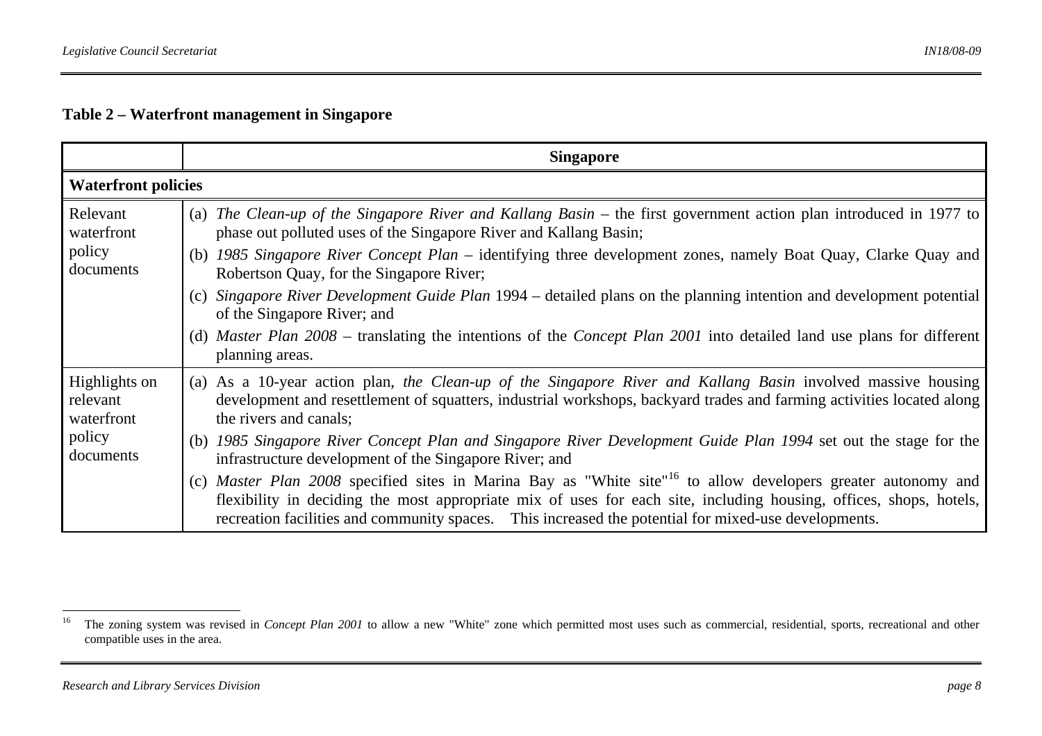**Table 2 – Waterfront management in Singapore**

| | Singapore |
|---|---|
| **Waterfront policies** | |
| Relevant waterfront policy documents | (a) *The Clean-up of the Singapore River and Kallang Basin* – the first government action plan introduced in 1977 to phase out polluted uses of the Singapore River and Kallang Basin;<br>(b) *1985 Singapore River Concept Plan* – identifying three development zones, namely Boat Quay, Clarke Quay and Robertson Quay, for the Singapore River;<br>(c) *Singapore River Development Guide Plan* 1994 – detailed plans on the planning intention and development potential of the Singapore River; and<br>(d) *Master Plan 2008* – translating the intentions of the *Concept Plan 2001* into detailed land use plans for different planning areas. |
| Highlights on relevant waterfront policy documents | (a) As a 10-year action plan, *the Clean-up of the Singapore River and Kallang Basin* involved massive housing development and resettlement of squatters, industrial workshops, backyard trades and farming activities located along the rivers and canals;<br>(b) *1985 Singapore River Concept Plan and Singapore River Development Guide Plan 1994* set out the stage for the infrastructure development of the Singapore River; and<br>(c) *Master Plan 2008* specified sites in Marina Bay as "White site"[16] to allow developers greater autonomy and flexibility in deciding the most appropriate mix of uses for each site, including housing, offices, shops, hotels, recreation facilities and community spaces. This increased the potential for mixed-use developments. |

[16] The zoning system was revised in *Concept Plan 2001* to allow a new "White" zone which permitted most uses such as commercial, residential, sports, recreational and other compatible uses in the area.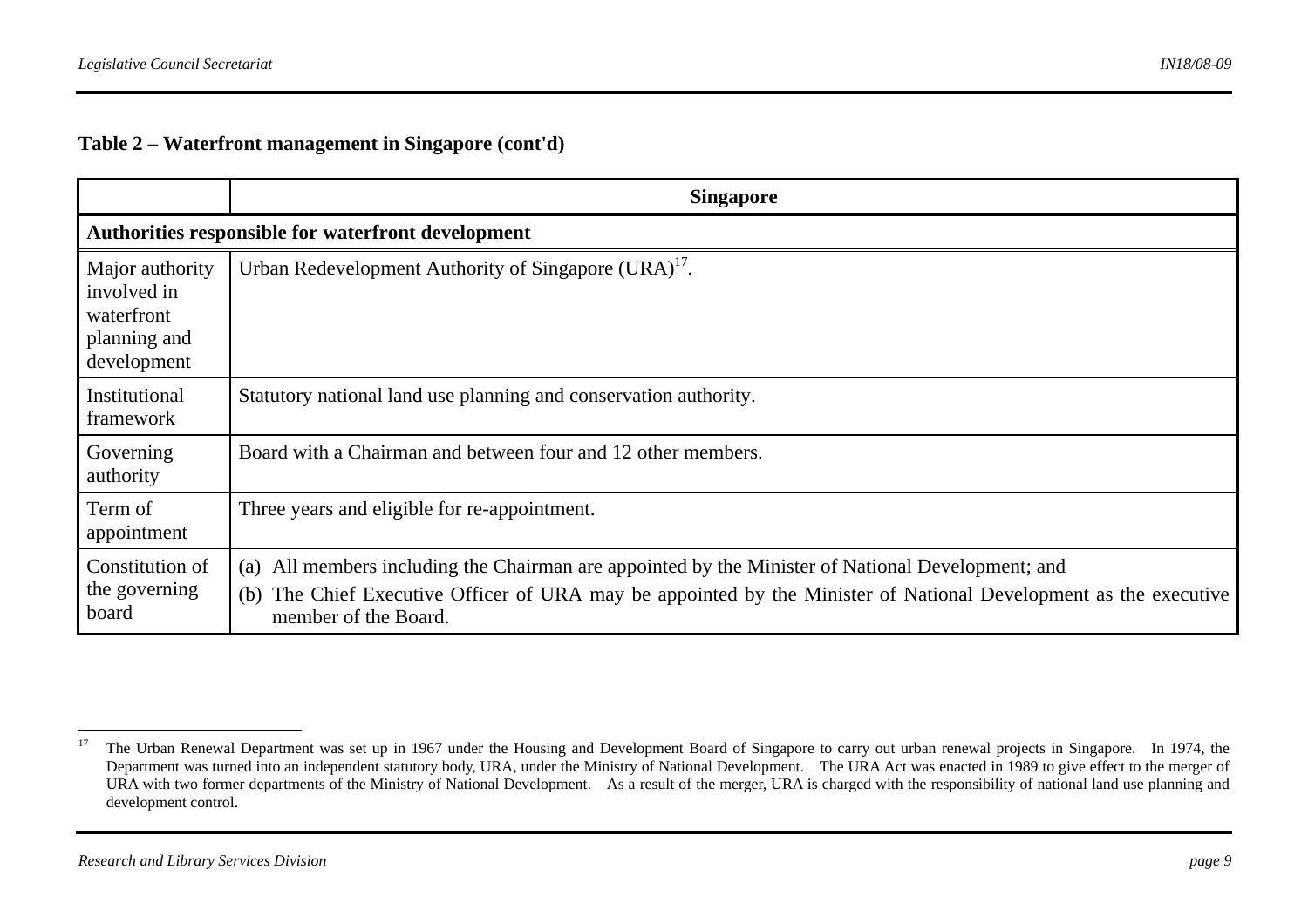**Table 2 – Waterfront management in Singapore (cont'd)**

| | Singapore |
|---|---|
| **Authorities responsible for waterfront development** | |
| Major authority involved in waterfront planning and development | Urban Redevelopment Authority of Singapore (URA)[17]. |
| Institutional framework | Statutory national land use planning and conservation authority. |
| Governing authority | Board with a Chairman and between four and 12 other members. |
| Term of appointment | Three years and eligible for re-appointment. |
| Constitution of the governing board | (a) All members including the Chairman are appointed by the Minister of National Development; and (b) The Chief Executive Officer of URA may be appointed by the Minister of National Development as the executive member of the Board. |

[17] The Urban Renewal Department was set up in 1967 under the Housing and Development Board of Singapore to carry out urban renewal projects in Singapore. In 1974, the Department was turned into an independent statutory body, URA, under the Ministry of National Development. The URA Act was enacted in 1989 to give effect to the merger of URA with two former departments of the Ministry of National Development. As a result of the merger, URA is charged with the responsibility of national land use planning and development control.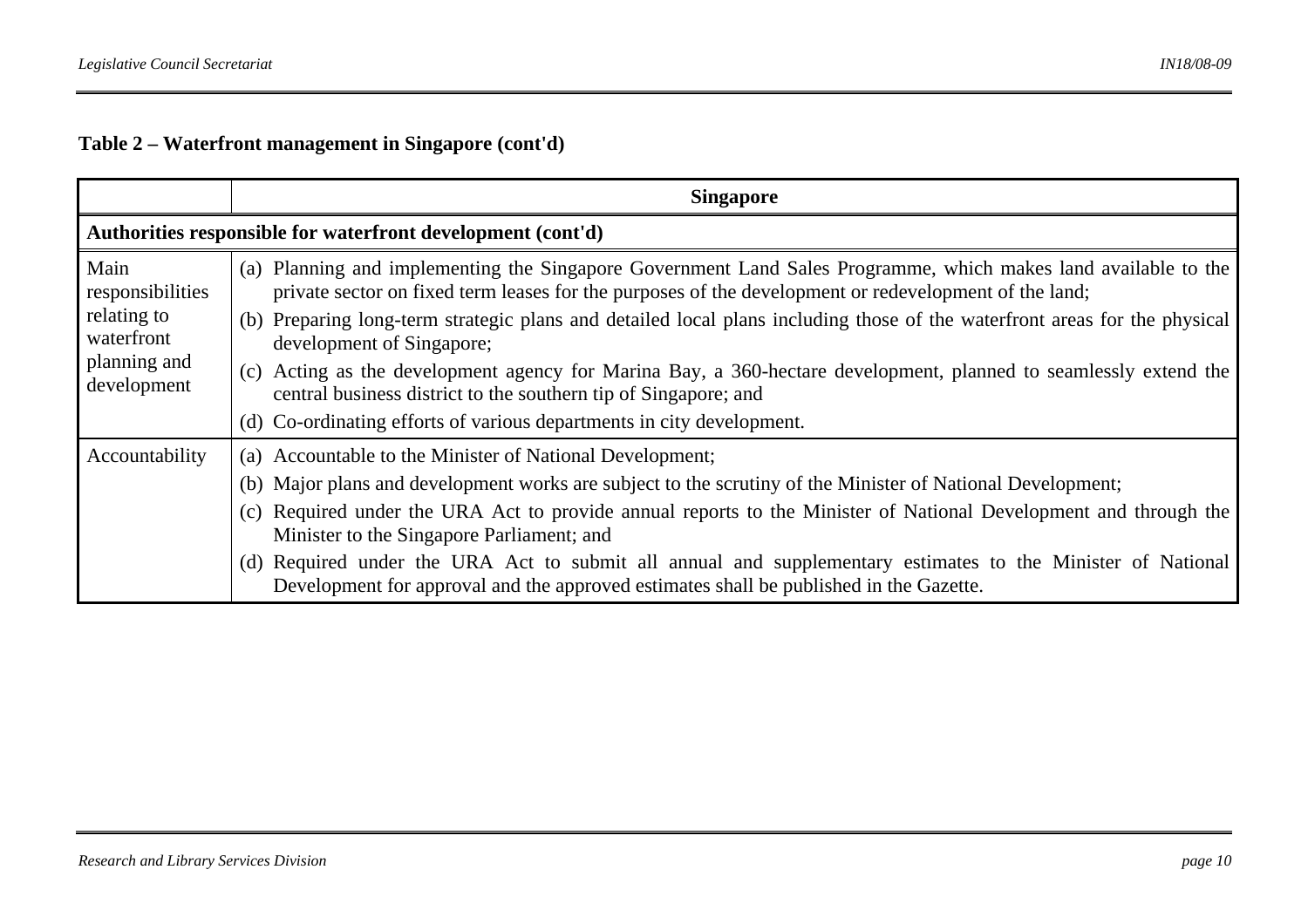**Table 2 – Waterfront management in Singapore (cont'd)**

| | Singapore |
|---|---|
| **Authorities responsible for waterfront development (cont'd)** | |
| Main responsibilities relating to waterfront planning and development | (a) Planning and implementing the Singapore Government Land Sales Programme, which makes land available to the private sector on fixed term leases for the purposes of the development or redevelopment of the land;<br>(b) Preparing long-term strategic plans and detailed local plans including those of the waterfront areas for the physical development of Singapore;<br>(c) Acting as the development agency for Marina Bay, a 360-hectare development, planned to seamlessly extend the central business district to the southern tip of Singapore; and<br>(d) Co-ordinating efforts of various departments in city development. |
| Accountability | (a) Accountable to the Minister of National Development;<br>(b) Major plans and development works are subject to the scrutiny of the Minister of National Development;<br>(c) Required under the URA Act to provide annual reports to the Minister of National Development and through the Minister to the Singapore Parliament; and<br>(d) Required under the URA Act to submit all annual and supplementary estimates to the Minister of National Development for approval and the approved estimates shall be published in the Gazette. |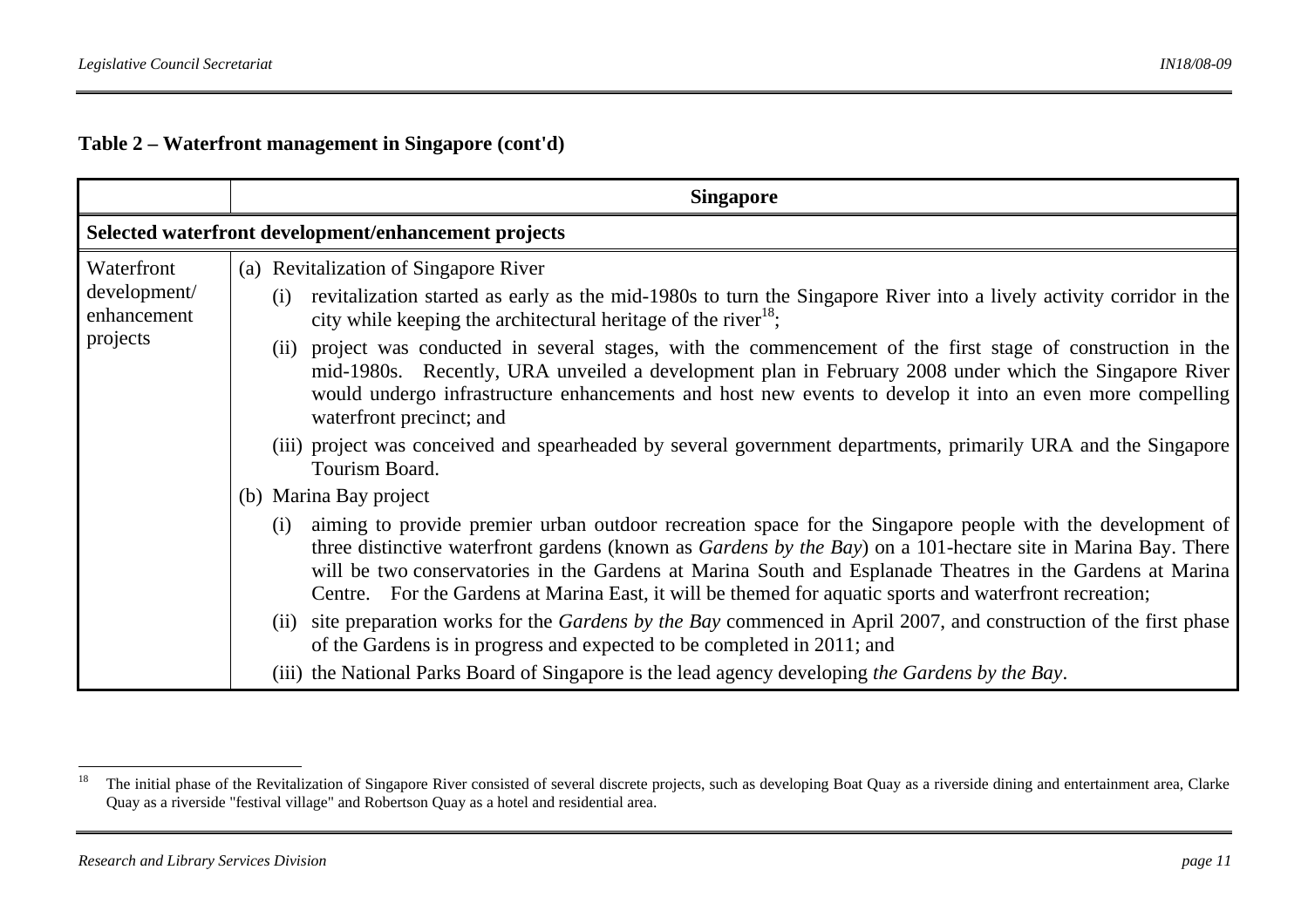**Table 2 – Waterfront management in Singapore (cont'd)**

| | Singapore |
|---|---|
| **Selected waterfront development/enhancement projects** | |
| Waterfront development/ enhancement projects | (a) Revitalization of Singapore River<br>(i) revitalization started as early as the mid-1980s to turn the Singapore River into a lively activity corridor in the city while keeping the architectural heritage of the river[18];<br>(ii) project was conducted in several stages, with the commencement of the first stage of construction in the mid-1980s. Recently, URA unveiled a development plan in February 2008 under which the Singapore River would undergo infrastructure enhancements and host new events to develop it into an even more compelling waterfront precinct; and<br>(iii) project was conceived and spearheaded by several government departments, primarily URA and the Singapore Tourism Board.<br>(b) Marina Bay project<br>(i) aiming to provide premier urban outdoor recreation space for the Singapore people with the development of three distinctive waterfront gardens (known as *Gardens by the Bay*) on a 101-hectare site in Marina Bay. There will be two conservatories in the Gardens at Marina South and Esplanade Theatres in the Gardens at Marina Centre. For the Gardens at Marina East, it will be themed for aquatic sports and waterfront recreation;<br>(ii) site preparation works for the *Gardens by the Bay* commenced in April 2007, and construction of the first phase of the Gardens is in progress and expected to be completed in 2011; and<br>(iii) the National Parks Board of Singapore is the lead agency developing *the Gardens by the Bay*. |

[18] The initial phase of the Revitalization of Singapore River consisted of several discrete projects, such as developing Boat Quay as a riverside dining and entertainment area, Clarke Quay as a riverside "festival village" and Robertson Quay as a hotel and residential area.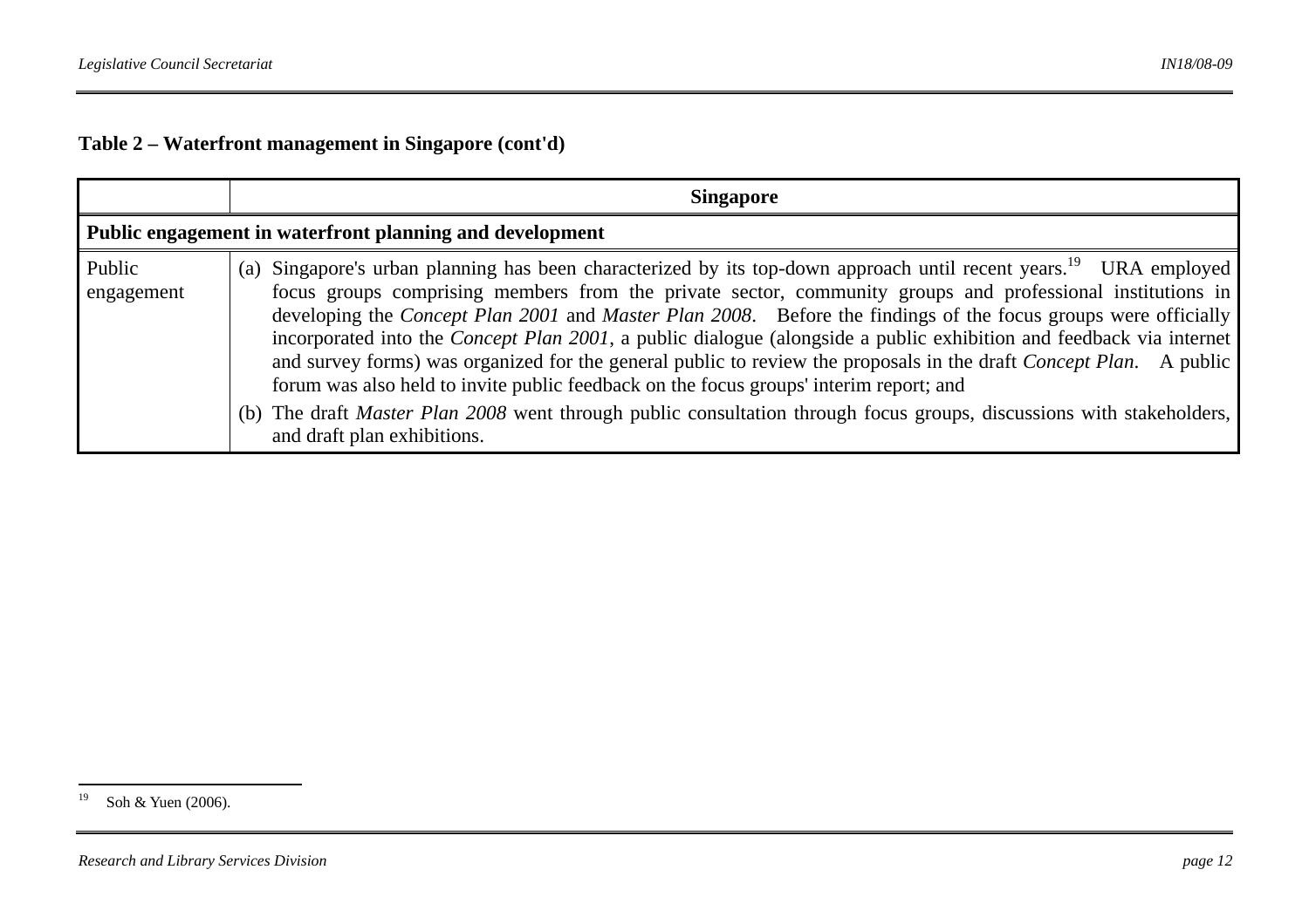**Table 2 – Waterfront management in Singapore (cont'd)**

| | Singapore |
|---|---|
| **Public engagement in waterfront planning and development** | |
| Public engagement | (a) Singapore's urban planning has been characterized by its top-down approach until recent years.[19] URA employed focus groups comprising members from the private sector, community groups and professional institutions in developing the *Concept Plan 2001* and *Master Plan 2008*. Before the findings of the focus groups were officially incorporated into the *Concept Plan 2001*, a public dialogue (alongside a public exhibition and feedback via internet and survey forms) was organized for the general public to review the proposals in the draft *Concept Plan*. A public forum was also held to invite public feedback on the focus groups' interim report; and<br>(b) The draft *Master Plan 2008* went through public consultation through focus groups, discussions with stakeholders, and draft plan exhibitions. |

[19] Soh & Yuen (2006).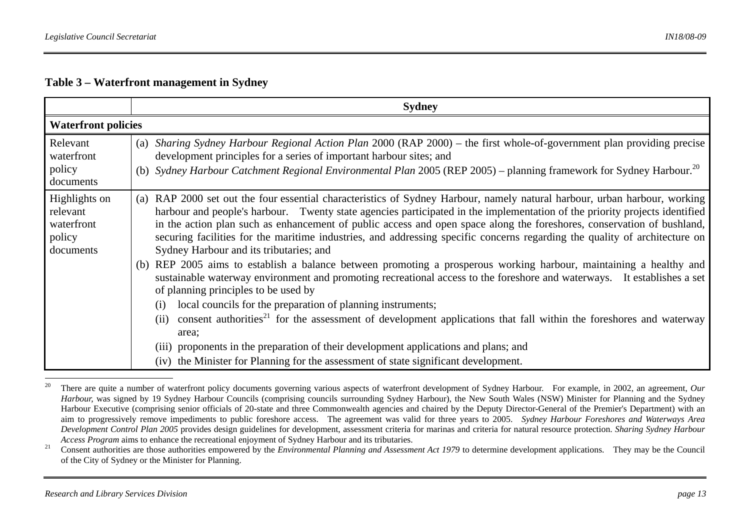**Table 3 – Waterfront management in Sydney**

| | Sydney |
|---|---|
| **Waterfront policies** | |
| Relevant waterfront policy documents | (a) *Sharing Sydney Harbour Regional Action Plan* 2000 (RAP 2000) – the first whole-of-government plan providing precise development principles for a series of important harbour sites; and<br>(b) *Sydney Harbour Catchment Regional Environmental Plan* 2005 (REP 2005) – planning framework for Sydney Harbour.[20] |
| Highlights on relevant waterfront policy documents | (a) RAP 2000 set out the four essential characteristics of Sydney Harbour, namely natural harbour, urban harbour, working harbour and people's harbour. Twenty state agencies participated in the implementation of the priority projects identified in the action plan such as enhancement of public access and open space along the foreshores, conservation of bushland, securing facilities for the maritime industries, and addressing specific concerns regarding the quality of architecture on Sydney Harbour and its tributaries; and<br>(b) REP 2005 aims to establish a balance between promoting a prosperous working harbour, maintaining a healthy and sustainable waterway environment and promoting recreational access to the foreshore and waterways. It establishes a set of planning principles to be used by<br>(i) local councils for the preparation of planning instruments;<br>(ii) consent authorities[21] for the assessment of development applications that fall within the foreshores and waterway area;<br>(iii) proponents in the preparation of their development applications and plans; and<br>(iv) the Minister for Planning for the assessment of state significant development. |

---

[20] There are quite a number of waterfront policy documents governing various aspects of waterfront development of Sydney Harbour. For example, in 2002, an agreement, *Our Harbour*, was signed by 19 Sydney Harbour Councils (comprising councils surrounding Sydney Harbour), the New South Wales (NSW) Minister for Planning and the Sydney Harbour Executive (comprising senior officials of 20-state and three Commonwealth agencies and chaired by the Deputy Director-General of the Premier's Department) with an aim to progressively remove impediments to public foreshore access. The agreement was valid for three years to 2005. *Sydney Harbour Foreshores and Waterways Area Development Control Plan 2005* provides design guidelines for development, assessment criteria for marinas and criteria for natural resource protection. *Sharing Sydney Harbour Access Program* aims to enhance the recreational enjoyment of Sydney Harbour and its tributaries.

[21] Consent authorities are those authorities empowered by the *Environmental Planning and Assessment Act 1979* to determine development applications. They may be the Council of the City of Sydney or the Minister for Planning.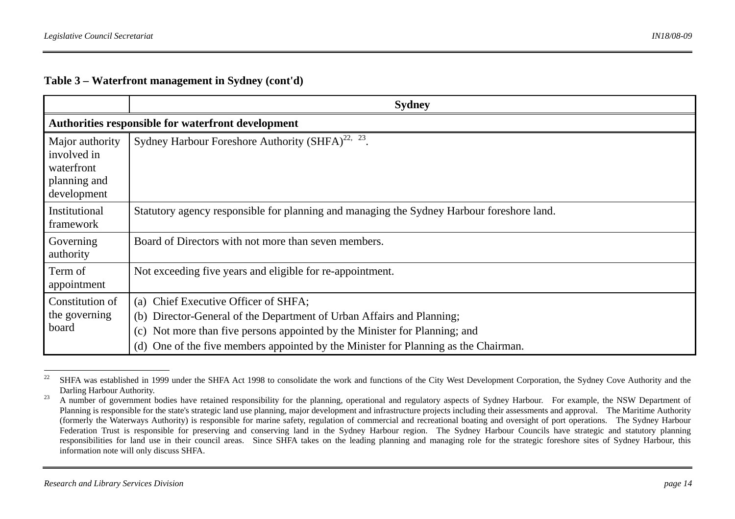**Table 3 – Waterfront management in Sydney (cont'd)**

| | Sydney |
|---|---|
| **Authorities responsible for waterfront development** | |
| Major authority involved in waterfront planning and development | Sydney Harbour Foreshore Authority (SHFA)[22, 23]. |
| Institutional framework | Statutory agency responsible for planning and managing the Sydney Harbour foreshore land. |
| Governing authority | Board of Directors with not more than seven members. |
| Term of appointment | Not exceeding five years and eligible for re-appointment. |
| Constitution of the governing board | (a) Chief Executive Officer of SHFA;<br>(b) Director-General of the Department of Urban Affairs and Planning;<br>(c) Not more than five persons appointed by the Minister for Planning; and<br>(d) One of the five members appointed by the Minister for Planning as the Chairman. |

---

[22] SHFA was established in 1999 under the SHFA Act 1998 to consolidate the work and functions of the City West Development Corporation, the Sydney Cove Authority and the Darling Harbour Authority.

[23] A number of government bodies have retained responsibility for the planning, operational and regulatory aspects of Sydney Harbour. For example, the NSW Department of Planning is responsible for the state's strategic land use planning, major development and infrastructure projects including their assessments and approval. The Maritime Authority (formerly the Waterways Authority) is responsible for marine safety, regulation of commercial and recreational boating and oversight of port operations. The Sydney Harbour Federation Trust is responsible for preserving and conserving land in the Sydney Harbour region. The Sydney Harbour Councils have strategic and statutory planning responsibilities for land use in their council areas. Since SHFA takes on the leading planning and managing role for the strategic foreshore sites of Sydney Harbour, this information note will only discuss SHFA.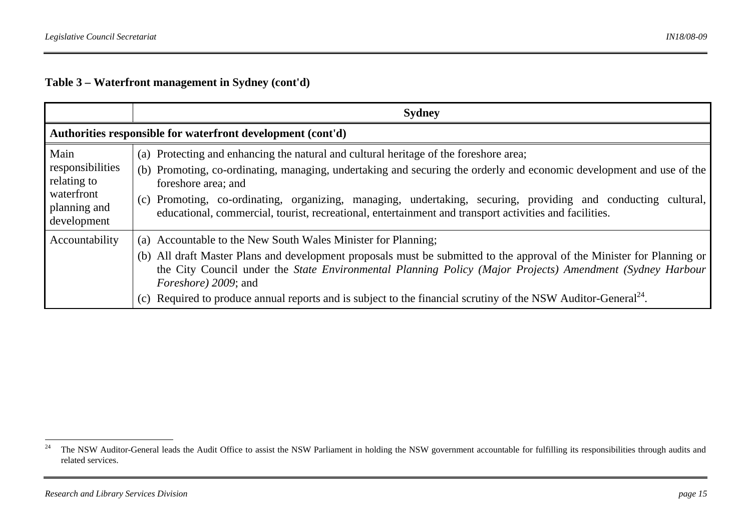**Table 3 – Waterfront management in Sydney (cont'd)**

| | **Sydney** |
|---|---|
| **Authorities responsible for waterfront development (cont'd)** | |
| Main responsibilities relating to waterfront planning and development | (a) Protecting and enhancing the natural and cultural heritage of the foreshore area;<br>(b) Promoting, co-ordinating, managing, undertaking and securing the orderly and economic development and use of the foreshore area; and<br>(c) Promoting, co-ordinating, organizing, managing, undertaking, securing, providing and conducting cultural, educational, commercial, tourist, recreational, entertainment and transport activities and facilities. |
| Accountability | (a) Accountable to the New South Wales Minister for Planning;<br>(b) All draft Master Plans and development proposals must be submitted to the approval of the Minister for Planning or the City Council under the *State Environmental Planning Policy (Major Projects) Amendment (Sydney Harbour Foreshore) 2009*; and<br>(c) Required to produce annual reports and is subject to the financial scrutiny of the NSW Auditor-General[24]. |

[24] The NSW Auditor-General leads the Audit Office to assist the NSW Parliament in holding the NSW government accountable for fulfilling its responsibilities through audits and related services.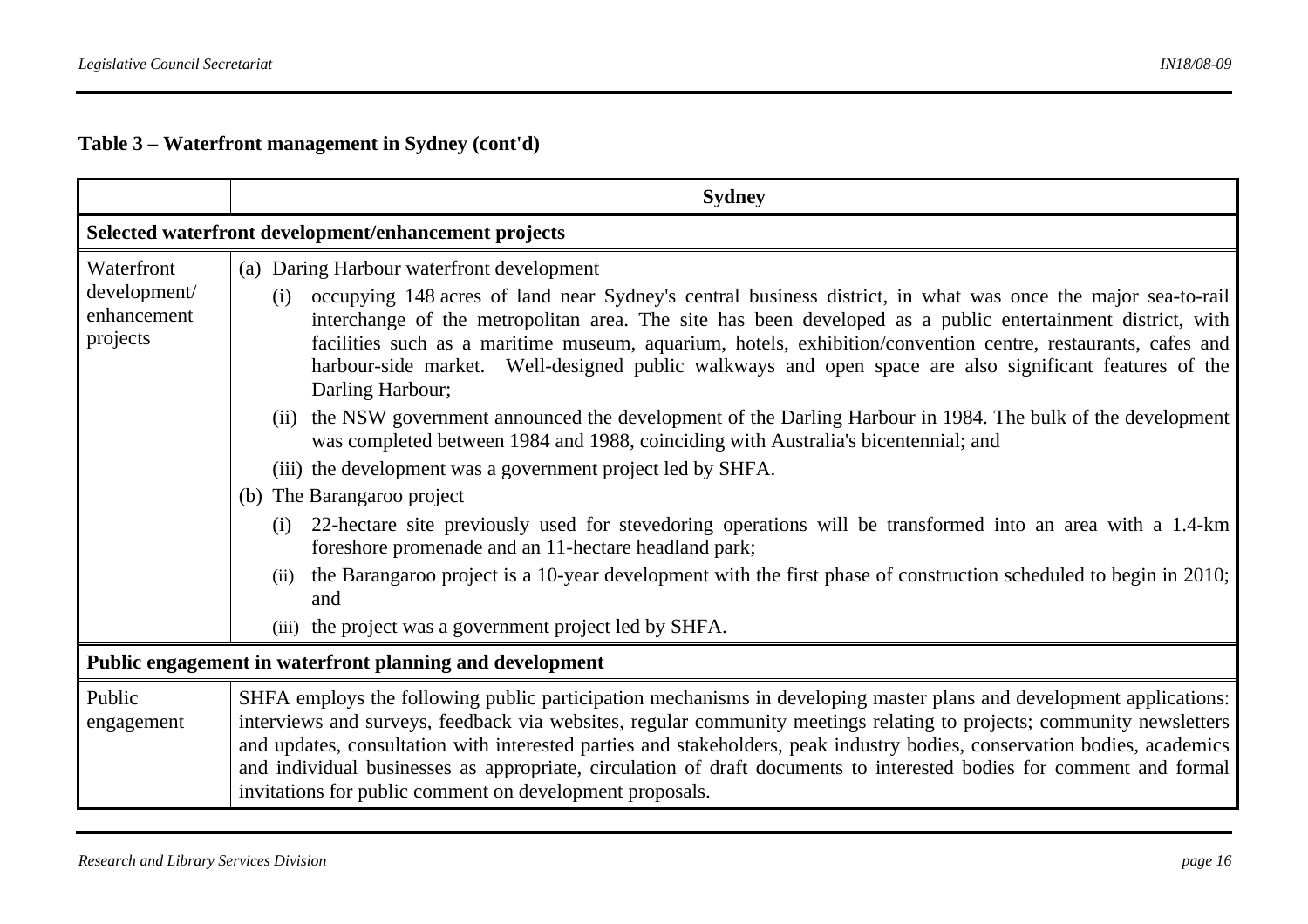**Table 3 – Waterfront management in Sydney (cont'd)**

| | Sydney |
|---|---|
| **Selected waterfront development/enhancement projects** | |
| Waterfront development/ enhancement projects | (a) Daring Harbour waterfront development<br>(i) occupying 148 acres of land near Sydney's central business district, in what was once the major sea-to-rail interchange of the metropolitan area. The site has been developed as a public entertainment district, with facilities such as a maritime museum, aquarium, hotels, exhibition/convention centre, restaurants, cafes and harbour-side market. Well-designed public walkways and open space are also significant features of the Darling Harbour;<br>(ii) the NSW government announced the development of the Darling Harbour in 1984. The bulk of the development was completed between 1984 and 1988, coinciding with Australia's bicentennial; and<br>(iii) the development was a government project led by SHFA.<br>(b) The Barangaroo project<br>(i) 22-hectare site previously used for stevedoring operations will be transformed into an area with a 1.4-km foreshore promenade and an 11-hectare headland park;<br>(ii) the Barangaroo project is a 10-year development with the first phase of construction scheduled to begin in 2010; and<br>(iii) the project was a government project led by SHFA. |
| **Public engagement in waterfront planning and development** | |
| Public engagement | SHFA employs the following public participation mechanisms in developing master plans and development applications: interviews and surveys, feedback via websites, regular community meetings relating to projects; community newsletters and updates, consultation with interested parties and stakeholders, peak industry bodies, conservation bodies, academics and individual businesses as appropriate, circulation of draft documents to interested bodies for comment and formal invitations for public comment on development proposals. |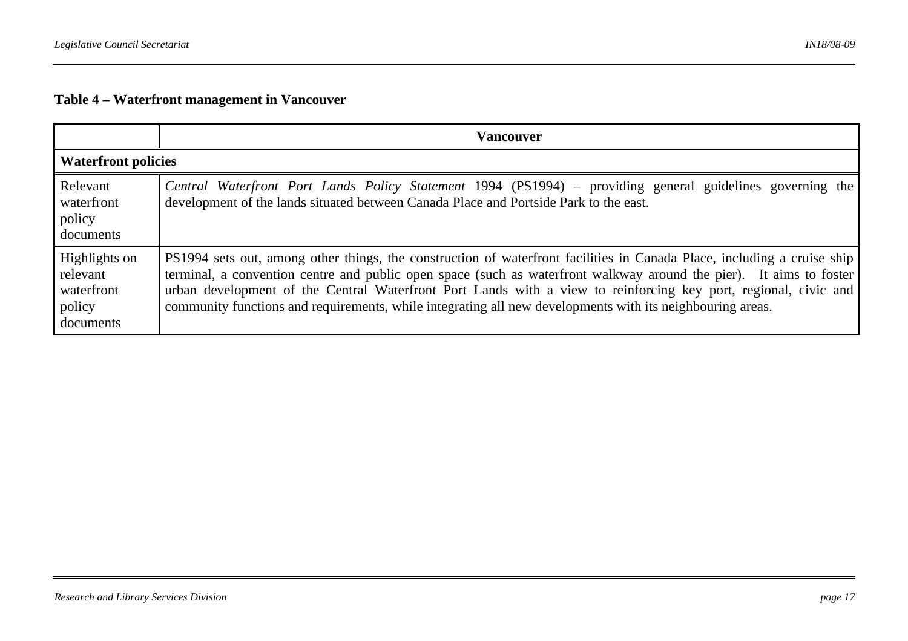**Table 4 – Waterfront management in Vancouver**

| | Vancouver |
|---|---|
| **Waterfront policies** | |
| Relevant waterfront policy documents | *Central Waterfront Port Lands Policy Statement* 1994 (PS1994) – providing general guidelines governing the development of the lands situated between Canada Place and Portside Park to the east. |
| Highlights on relevant waterfront policy documents | PS1994 sets out, among other things, the construction of waterfront facilities in Canada Place, including a cruise ship terminal, a convention centre and public open space (such as waterfront walkway around the pier). It aims to foster urban development of the Central Waterfront Port Lands with a view to reinforcing key port, regional, civic and community functions and requirements, while integrating all new developments with its neighbouring areas. |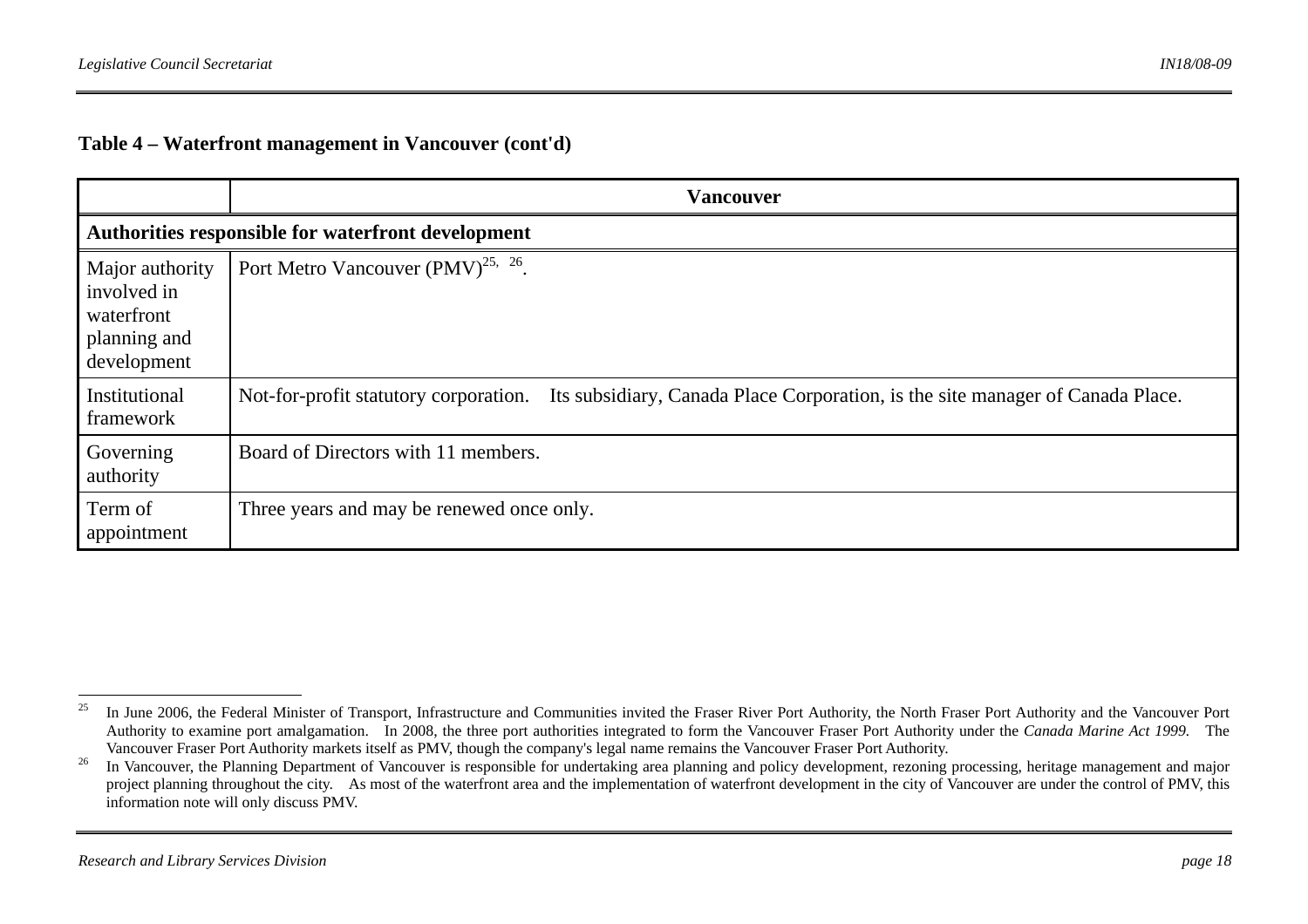**Table 4 – Waterfront management in Vancouver (cont'd)**

| | Vancouver |
|---|---|
| **Authorities responsible for waterfront development** | |
| Major authority involved in waterfront planning and development | Port Metro Vancouver (PMV)[25, 26]. |
| Institutional framework | Not-for-profit statutory corporation. Its subsidiary, Canada Place Corporation, is the site manager of Canada Place. |
| Governing authority | Board of Directors with 11 members. |
| Term of appointment | Three years and may be renewed once only. |

---

[25] In June 2006, the Federal Minister of Transport, Infrastructure and Communities invited the Fraser River Port Authority, the North Fraser Port Authority and the Vancouver Port Authority to examine port amalgamation. In 2008, the three port authorities integrated to form the Vancouver Fraser Port Authority under the *Canada Marine Act 1999*. The Vancouver Fraser Port Authority markets itself as PMV, though the company's legal name remains the Vancouver Fraser Port Authority.

[26] In Vancouver, the Planning Department of Vancouver is responsible for undertaking area planning and policy development, rezoning processing, heritage management and major project planning throughout the city. As most of the waterfront area and the implementation of waterfront development in the city of Vancouver are under the control of PMV, this information note will only discuss PMV.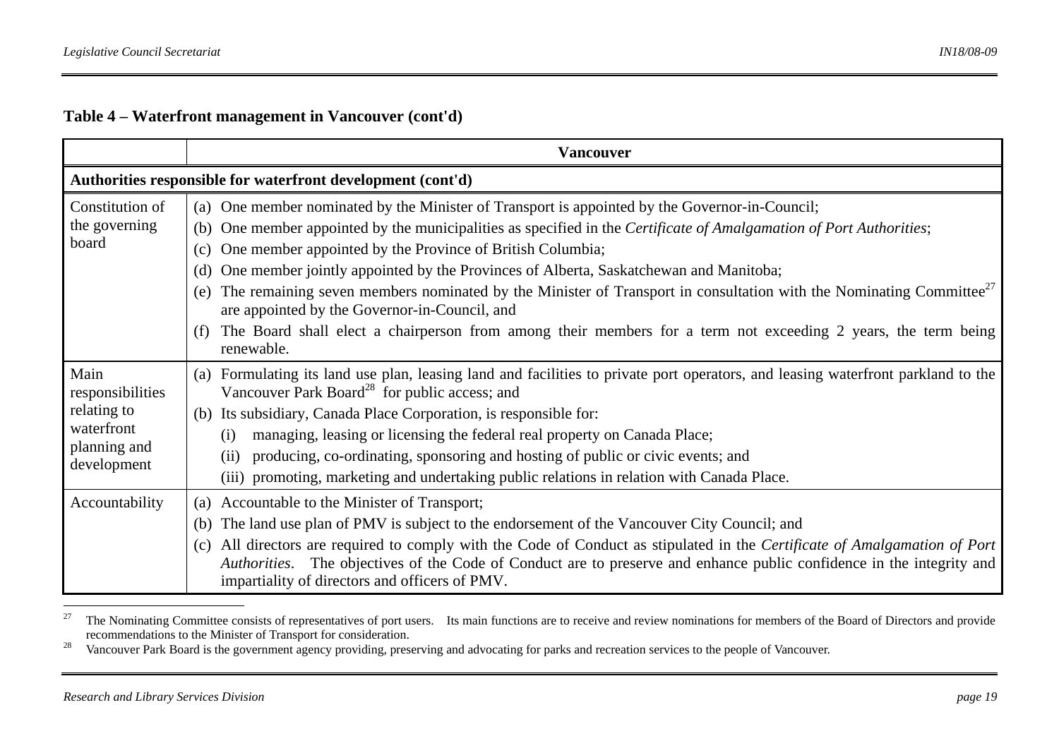**Table 4 – Waterfront management in Vancouver (cont'd)**

| | Vancouver |
|---|---|
| **Authorities responsible for waterfront development (cont'd)** | |
| Constitution of the governing board | (a) One member nominated by the Minister of Transport is appointed by the Governor-in-Council;<br>(b) One member appointed by the municipalities as specified in the *Certificate of Amalgamation of Port Authorities*;<br>(c) One member appointed by the Province of British Columbia;<br>(d) One member jointly appointed by the Provinces of Alberta, Saskatchewan and Manitoba;<br>(e) The remaining seven members nominated by the Minister of Transport in consultation with the Nominating Committee[27] are appointed by the Governor-in-Council, and<br>(f) The Board shall elect a chairperson from among their members for a term not exceeding 2 years, the term being renewable. |
| Main responsibilities relating to waterfront planning and development | (a) Formulating its land use plan, leasing land and facilities to private port operators, and leasing waterfront parkland to the Vancouver Park Board[28] for public access; and<br>(b) Its subsidiary, Canada Place Corporation, is responsible for:<br>(i) managing, leasing or licensing the federal real property on Canada Place;<br>(ii) producing, co-ordinating, sponsoring and hosting of public or civic events; and<br>(iii) promoting, marketing and undertaking public relations in relation with Canada Place. |
| Accountability | (a) Accountable to the Minister of Transport;<br>(b) The land use plan of PMV is subject to the endorsement of the Vancouver City Council; and<br>(c) All directors are required to comply with the Code of Conduct as stipulated in the *Certificate of Amalgamation of Port Authorities*. The objectives of the Code of Conduct are to preserve and enhance public confidence in the integrity and impartiality of directors and officers of PMV. |

[27] The Nominating Committee consists of representatives of port users. Its main functions are to receive and review nominations for members of the Board of Directors and provide recommendations to the Minister of Transport for consideration.

[28] Vancouver Park Board is the government agency providing, preserving and advocating for parks and recreation services to the people of Vancouver.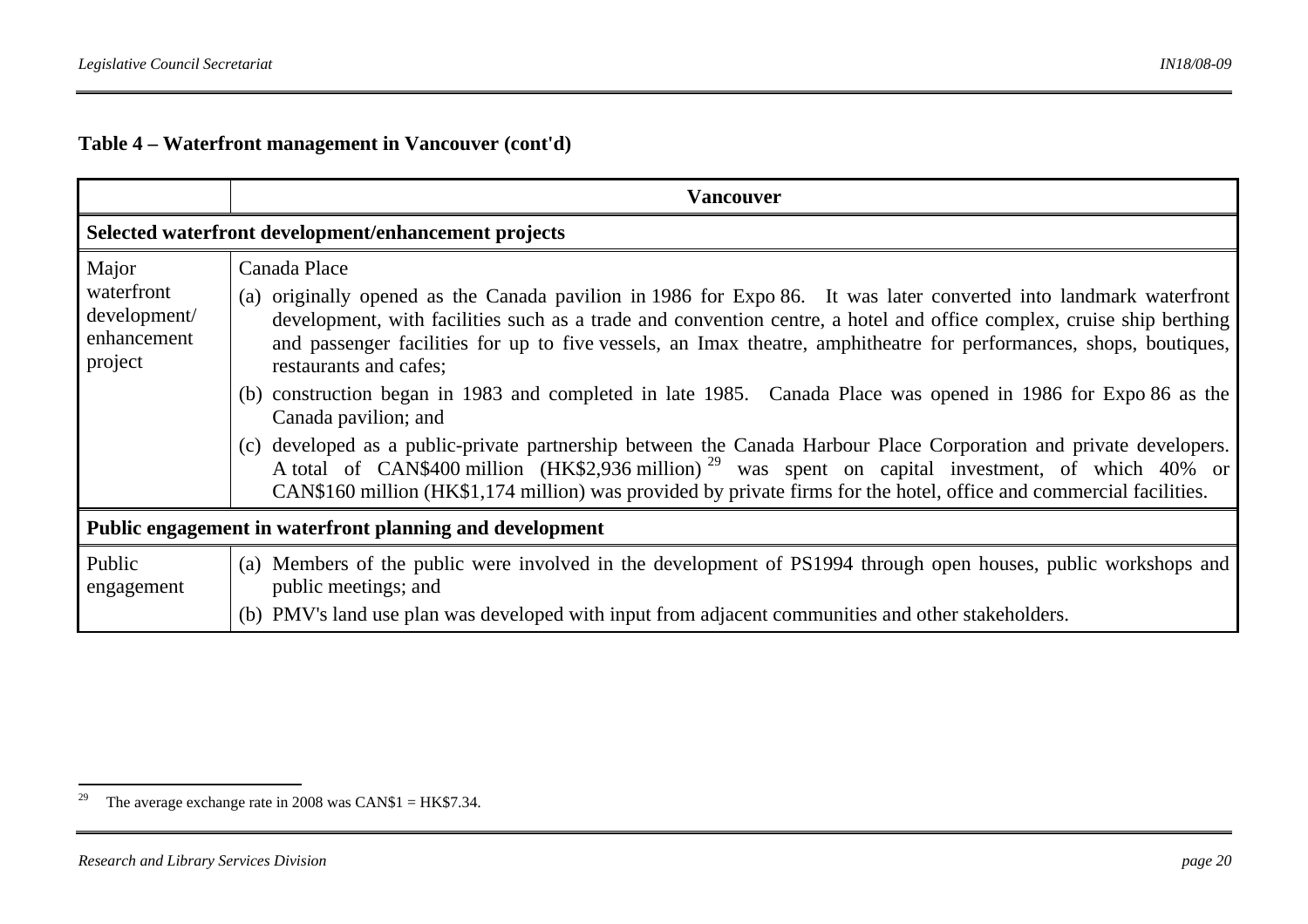**Table 4 – Waterfront management in Vancouver (cont'd)**

| | Vancouver |
|---|---|
| **Selected waterfront development/enhancement projects** | |
| Major waterfront development/ enhancement project | Canada Place<br>(a) originally opened as the Canada pavilion in 1986 for Expo 86. It was later converted into landmark waterfront development, with facilities such as a trade and convention centre, a hotel and office complex, cruise ship berthing and passenger facilities for up to five vessels, an Imax theatre, amphitheatre for performances, shops, boutiques, restaurants and cafes;<br>(b) construction began in 1983 and completed in late 1985. Canada Place was opened in 1986 for Expo 86 as the Canada pavilion; and<br>(c) developed as a public-private partnership between the Canada Harbour Place Corporation and private developers. A total of CAN$400 million (HK$2,936 million)[29] was spent on capital investment, of which 40% or CAN$160 million (HK$1,174 million) was provided by private firms for the hotel, office and commercial facilities. |
| **Public engagement in waterfront planning and development** | |
| Public engagement | (a) Members of the public were involved in the development of PS1994 through open houses, public workshops and public meetings; and<br>(b) PMV's land use plan was developed with input from adjacent communities and other stakeholders. |

[29] The average exchange rate in 2008 was CAN$1 = HK$7.34.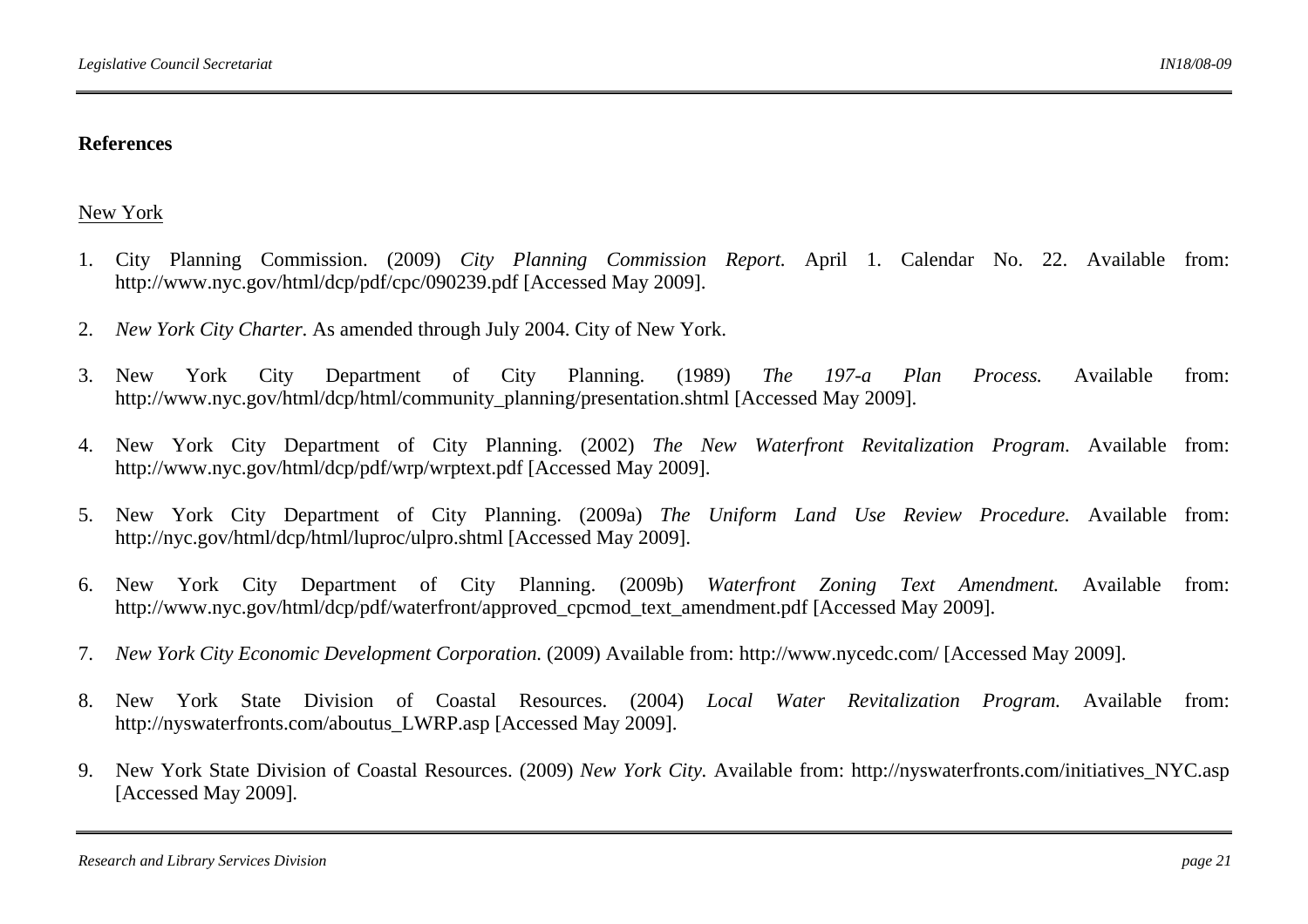**References**

New York

1. City Planning Commission. (2009) *City Planning Commission Report.* April 1. Calendar No. 22. Available from: http://www.nyc.gov/html/dcp/pdf/cpc/090239.pdf [Accessed May 2009].

2. *New York City Charter*. As amended through July 2004. City of New York.

3. New York City Department of City Planning. (1989) *The 197-a Plan Process.* Available from: http://www.nyc.gov/html/dcp/html/community_planning/presentation.shtml [Accessed May 2009].

4. New York City Department of City Planning. (2002) *The New Waterfront Revitalization Program.* Available from: http://www.nyc.gov/html/dcp/pdf/wrp/wrptext.pdf [Accessed May 2009].

5. New York City Department of City Planning. (2009a) *The Uniform Land Use Review Procedure.* Available from: http://nyc.gov/html/dcp/html/luproc/ulpro.shtml [Accessed May 2009].

6. New York City Department of City Planning. (2009b) *Waterfront Zoning Text Amendment.* Available from: http://www.nyc.gov/html/dcp/pdf/waterfront/approved_cpcmod_text_amendment.pdf [Accessed May 2009].

7. *New York City Economic Development Corporation.* (2009) Available from: http://www.nycedc.com/ [Accessed May 2009].

8. New York State Division of Coastal Resources. (2004) *Local Water Revitalization Program.* Available from: http://nyswaterfronts.com/aboutus_LWRP.asp [Accessed May 2009].

9. New York State Division of Coastal Resources. (2009) *New York City.* Available from: http://nyswaterfronts.com/initiatives_NYC.asp [Accessed May 2009].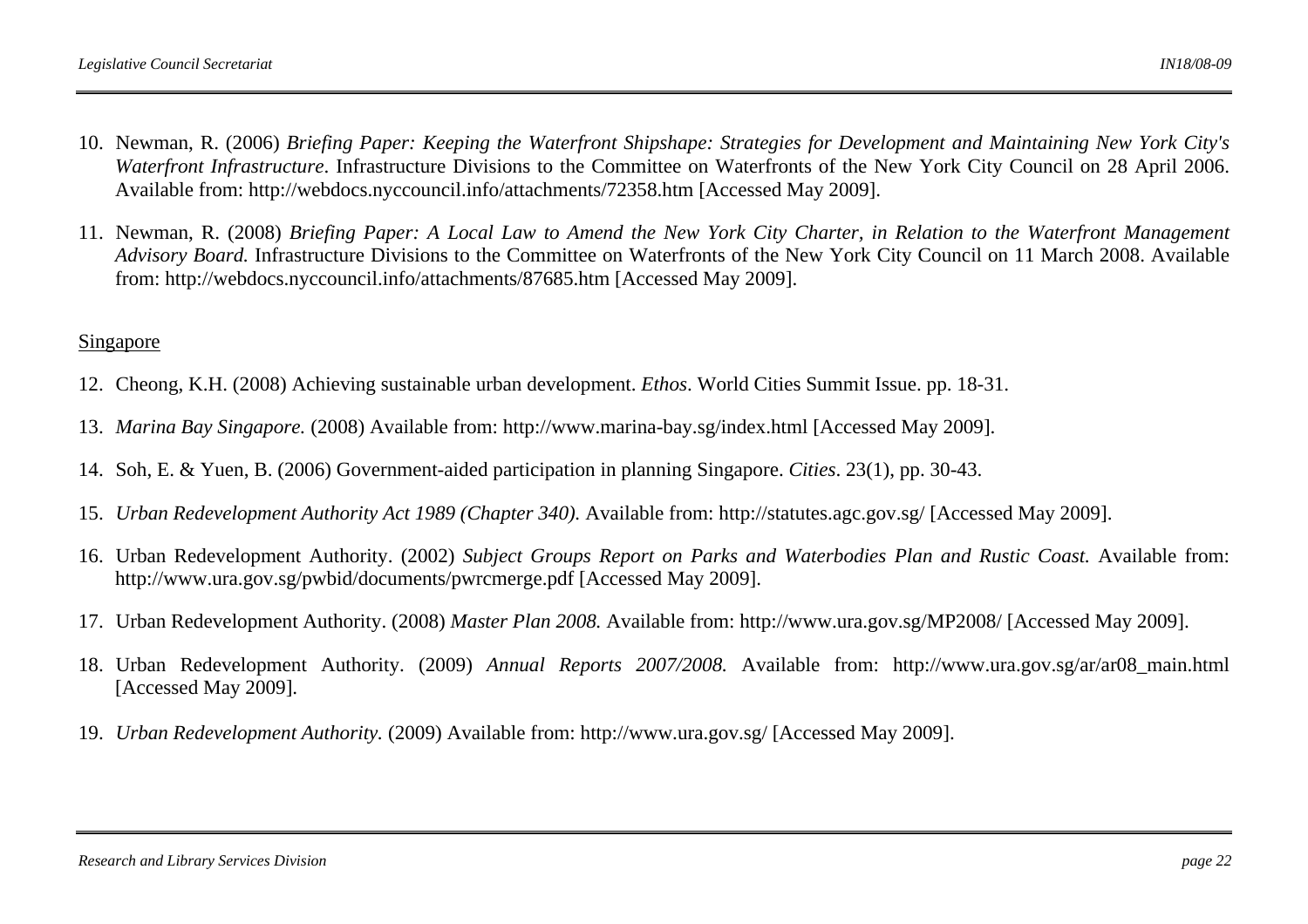10. Newman, R. (2006) *Briefing Paper: Keeping the Waterfront Shipshape: Strategies for Development and Maintaining New York City's Waterfront Infrastructure*. Infrastructure Divisions to the Committee on Waterfronts of the New York City Council on 28 April 2006. Available from: http://webdocs.nyccouncil.info/attachments/72358.htm [Accessed May 2009].

11. Newman, R. (2008) *Briefing Paper: A Local Law to Amend the New York City Charter, in Relation to the Waterfront Management Advisory Board.* Infrastructure Divisions to the Committee on Waterfronts of the New York City Council on 11 March 2008. Available from: http://webdocs.nyccouncil.info/attachments/87685.htm [Accessed May 2009].

<u>Singapore</u>

12. Cheong, K.H. (2008) Achieving sustainable urban development. *Ethos*. World Cities Summit Issue. pp. 18-31.

13. *Marina Bay Singapore.* (2008) Available from: http://www.marina-bay.sg/index.html [Accessed May 2009].

14. Soh, E. & Yuen, B. (2006) Government-aided participation in planning Singapore. *Cities*. 23(1), pp. 30-43.

15. *Urban Redevelopment Authority Act 1989 (Chapter 340).* Available from: http://statutes.agc.gov.sg/ [Accessed May 2009].

16. Urban Redevelopment Authority. (2002) *Subject Groups Report on Parks and Waterbodies Plan and Rustic Coast.* Available from: http://www.ura.gov.sg/pwbid/documents/pwrcmerge.pdf [Accessed May 2009].

17. Urban Redevelopment Authority. (2008) *Master Plan 2008.* Available from: http://www.ura.gov.sg/MP2008/ [Accessed May 2009].

18. Urban Redevelopment Authority. (2009) *Annual Reports 2007/2008.* Available from: http://www.ura.gov.sg/ar/ar08_main.html [Accessed May 2009].

19. *Urban Redevelopment Authority.* (2009) Available from: http://www.ura.gov.sg/ [Accessed May 2009].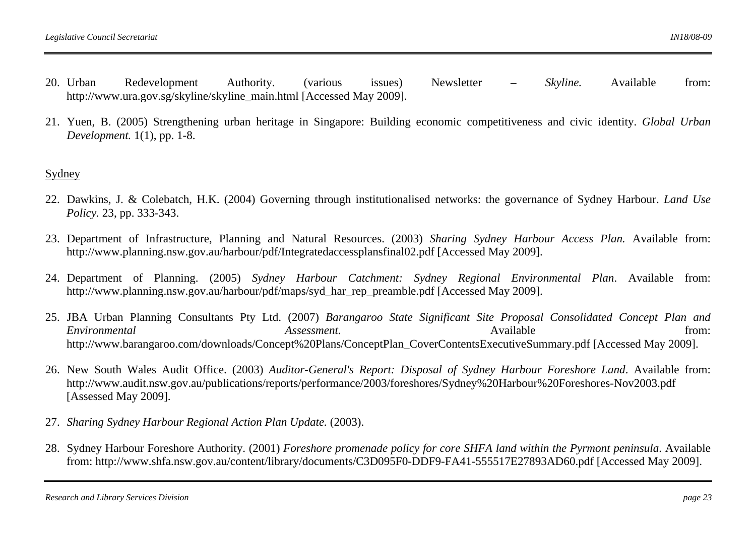20. Urban Redevelopment Authority. (various issues) Newsletter – *Skyline.* Available from: http://www.ura.gov.sg/skyline/skyline_main.html [Accessed May 2009].

21. Yuen, B. (2005) Strengthening urban heritage in Singapore: Building economic competitiveness and civic identity. *Global Urban Development.* 1(1), pp. 1-8.

<u>Sydney</u>

22. Dawkins, J. & Colebatch, H.K. (2004) Governing through institutionalised networks: the governance of Sydney Harbour. *Land Use Policy.* 23, pp. 333-343.

23. Department of Infrastructure, Planning and Natural Resources. (2003) *Sharing Sydney Harbour Access Plan.* Available from: http://www.planning.nsw.gov.au/harbour/pdf/Integratedaccessplansfinal02.pdf [Accessed May 2009].

24. Department of Planning. (2005) *Sydney Harbour Catchment: Sydney Regional Environmental Plan*. Available from: http://www.planning.nsw.gov.au/harbour/pdf/maps/syd_har_rep_preamble.pdf [Accessed May 2009].

25. JBA Urban Planning Consultants Pty Ltd. (2007) *Barangaroo State Significant Site Proposal Consolidated Concept Plan and Environmental Assessment.* Available from: http://www.barangaroo.com/downloads/Concept%20Plans/ConceptPlan_CoverContentsExecutiveSummary.pdf [Accessed May 2009].

26. New South Wales Audit Office. (2003) *Auditor-General's Report: Disposal of Sydney Harbour Foreshore Land*. Available from: http://www.audit.nsw.gov.au/publications/reports/performance/2003/foreshores/Sydney%20Harbour%20Foreshores-Nov2003.pdf [Assessed May 2009].

27. *Sharing Sydney Harbour Regional Action Plan Update.* (2003).

28. Sydney Harbour Foreshore Authority. (2001) *Foreshore promenade policy for core SHFA land within the Pyrmont peninsula*. Available from: http://www.shfa.nsw.gov.au/content/library/documents/C3D095F0-DDF9-FA41-555517E27893AD60.pdf [Accessed May 2009].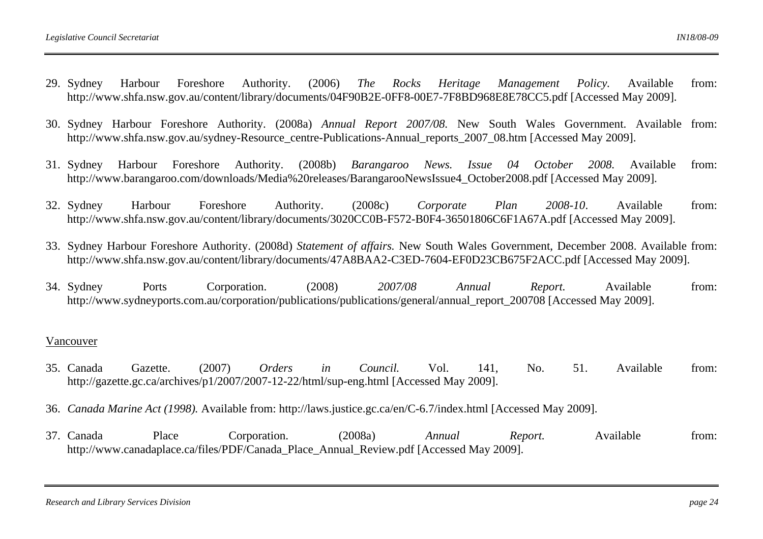29. Sydney Harbour Foreshore Authority. (2006) *The Rocks Heritage Management Policy.* Available from: http://www.shfa.nsw.gov.au/content/library/documents/04F90B2E-0FF8-00E7-7F8BD968E8E78CC5.pdf [Accessed May 2009].

30. Sydney Harbour Foreshore Authority. (2008a) *Annual Report 2007/08.* New South Wales Government. Available from: http://www.shfa.nsw.gov.au/sydney-Resource_centre-Publications-Annual_reports_2007_08.htm [Accessed May 2009].

31. Sydney Harbour Foreshore Authority. (2008b) *Barangaroo News. Issue 04 October 2008.* Available from: http://www.barangaroo.com/downloads/Media%20releases/BarangarooNewsIssue4_October2008.pdf [Accessed May 2009].

32. Sydney Harbour Foreshore Authority. (2008c) *Corporate Plan 2008-10*. Available from: http://www.shfa.nsw.gov.au/content/library/documents/3020CC0B-F572-B0F4-36501806C6F1A67A.pdf [Accessed May 2009].

33. Sydney Harbour Foreshore Authority. (2008d) *Statement of affairs.* New South Wales Government, December 2008. Available from: http://www.shfa.nsw.gov.au/content/library/documents/47A8BAA2-C3ED-7604-EF0D23CB675F2ACC.pdf [Accessed May 2009].

34. Sydney Ports Corporation. (2008) *2007/08 Annual Report.* Available from: http://www.sydneyports.com.au/corporation/publications/publications/general/annual_report_200708 [Accessed May 2009].

Vancouver

35. Canada Gazette. (2007) *Orders in Council.* Vol. 141, No. 51. Available from: http://gazette.gc.ca/archives/p1/2007/2007-12-22/html/sup-eng.html [Accessed May 2009].

36. *Canada Marine Act (1998).* Available from: http://laws.justice.gc.ca/en/C-6.7/index.html [Accessed May 2009].

37. Canada Place Corporation. (2008a) *Annual Report.* Available from: http://www.canadaplace.ca/files/PDF/Canada_Place_Annual_Review.pdf [Accessed May 2009].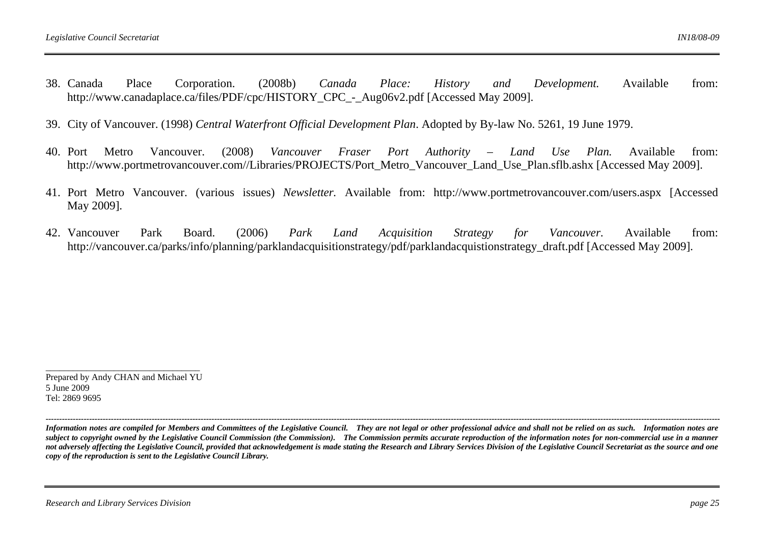38. Canada Place Corporation. (2008b) *Canada Place: History and Development.* Available from: http://www.canadaplace.ca/files/PDF/cpc/HISTORY_CPC_-_Aug06v2.pdf [Accessed May 2009].

39. City of Vancouver. (1998) *Central Waterfront Official Development Plan*. Adopted by By-law No. 5261, 19 June 1979.

40. Port Metro Vancouver. (2008) *Vancouver Fraser Port Authority – Land Use Plan.* Available from: http://www.portmetrovancouver.com//Libraries/PROJECTS/Port_Metro_Vancouver_Land_Use_Plan.sflb.ashx [Accessed May 2009].

41. Port Metro Vancouver. (various issues) *Newsletter.* Available from: http://www.portmetrovancouver.com/users.aspx [Accessed May 2009].

42. Vancouver Park Board. (2006) *Park Land Acquisition Strategy for Vancouver*. Available from: http://vancouver.ca/parks/info/planning/parklandacquisitionstrategy/pdf/parklandacquistionstrategy_draft.pdf [Accessed May 2009].

---

Prepared by Andy CHAN and Michael YU
5 June 2009
Tel: 2869 9695

---

***Information notes are compiled for Members and Committees of the Legislative Council. They are not legal or other professional advice and shall not be relied on as such. Information notes are subject to copyright owned by the Legislative Council Commission (the Commission). The Commission permits accurate reproduction of the information notes for non-commercial use in a manner not adversely affecting the Legislative Council, provided that acknowledgement is made stating the Research and Library Services Division of the Legislative Council Secretariat as the source and one copy of the reproduction is sent to the Legislative Council Library.***